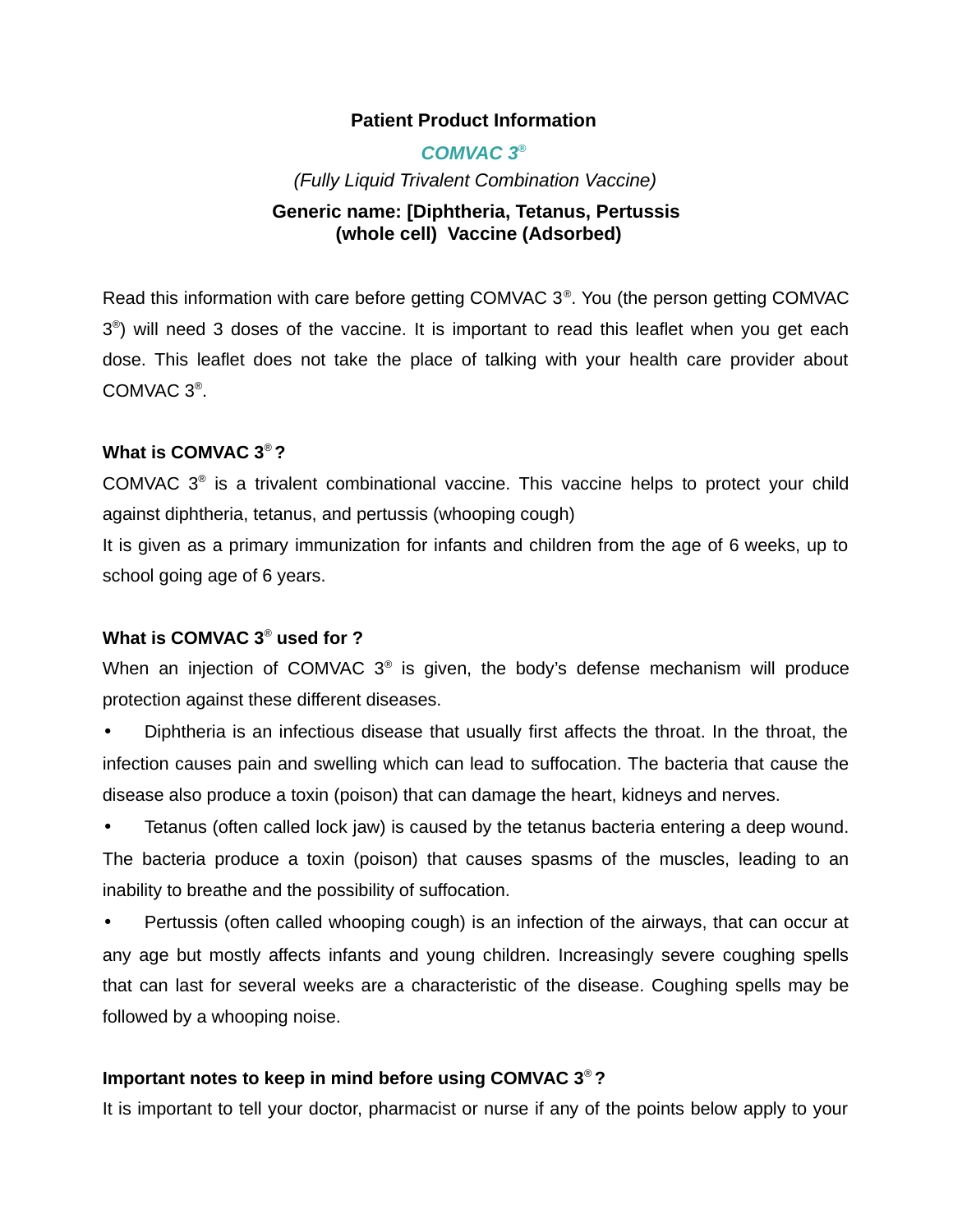**Patient Product Information**

***COMVAC 3®***

*(Fully Liquid Trivalent Combination Vaccine)*

**Generic name: [Diphtheria, Tetanus, Pertussis (whole cell) Vaccine (Adsorbed)**

Read this information with care before getting COMVAC 3®. You (the person getting COMVAC 3®) will need 3 doses of the vaccine. It is important to read this leaflet when you get each dose. This leaflet does not take the place of talking with your health care provider about COMVAC 3®.

**What is COMVAC 3® ?**

COMVAC 3® is a trivalent combinational vaccine. This vaccine helps to protect your child against diphtheria, tetanus, and pertussis (whooping cough)

It is given as a primary immunization for infants and children from the age of 6 weeks, up to school going age of 6 years.

**What is COMVAC 3® used for ?**

When an injection of COMVAC 3® is given, the body's defense mechanism will produce protection against these different diseases.

- Diphtheria is an infectious disease that usually first affects the throat. In the throat, the infection causes pain and swelling which can lead to suffocation. The bacteria that cause the disease also produce a toxin (poison) that can damage the heart, kidneys and nerves.
- Tetanus (often called lock jaw) is caused by the tetanus bacteria entering a deep wound. The bacteria produce a toxin (poison) that causes spasms of the muscles, leading to an inability to breathe and the possibility of suffocation.
- Pertussis (often called whooping cough) is an infection of the airways, that can occur at any age but mostly affects infants and young children. Increasingly severe coughing spells that can last for several weeks are a characteristic of the disease. Coughing spells may be followed by a whooping noise.

**Important notes to keep in mind before using COMVAC 3® ?**

It is important to tell your doctor, pharmacist or nurse if any of the points below apply to your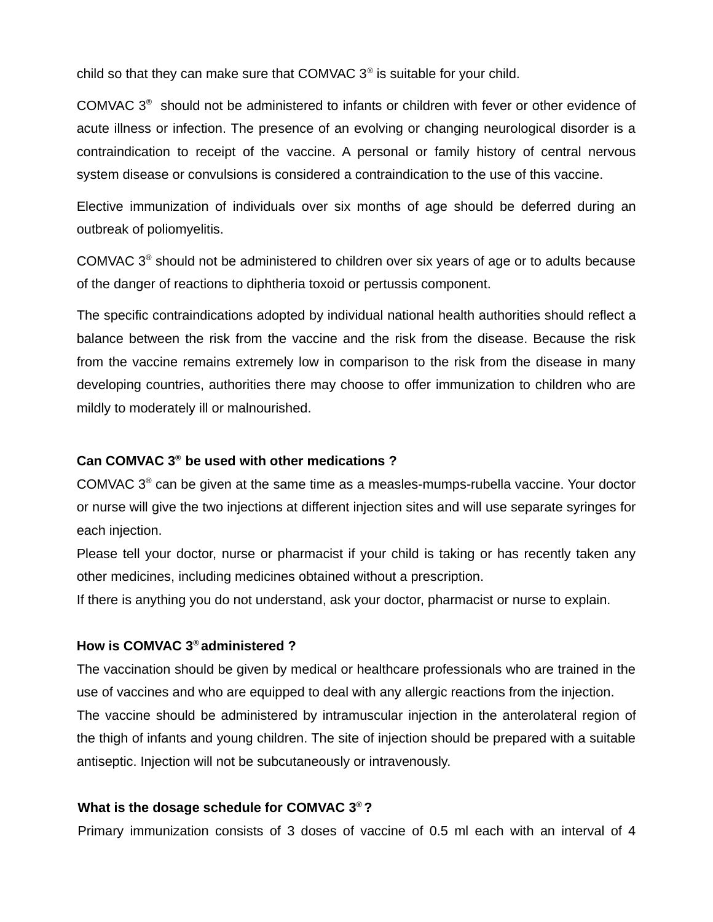child so that they can make sure that COMVAC 3® is suitable for your child.

COMVAC 3® should not be administered to infants or children with fever or other evidence of acute illness or infection. The presence of an evolving or changing neurological disorder is a contraindication to receipt of the vaccine. A personal or family history of central nervous system disease or convulsions is considered a contraindication to the use of this vaccine.

Elective immunization of individuals over six months of age should be deferred during an outbreak of poliomyelitis.

COMVAC 3® should not be administered to children over six years of age or to adults because of the danger of reactions to diphtheria toxoid or pertussis component.

The specific contraindications adopted by individual national health authorities should reflect a balance between the risk from the vaccine and the risk from the disease. Because the risk from the vaccine remains extremely low in comparison to the risk from the disease in many developing countries, authorities there may choose to offer immunization to children who are mildly to moderately ill or malnourished.

**Can COMVAC 3® be used with other medications ?**

COMVAC 3® can be given at the same time as a measles-mumps-rubella vaccine. Your doctor or nurse will give the two injections at different injection sites and will use separate syringes for each injection.

Please tell your doctor, nurse or pharmacist if your child is taking or has recently taken any other medicines, including medicines obtained without a prescription.

If there is anything you do not understand, ask your doctor, pharmacist or nurse to explain.

**How is COMVAC 3® administered ?**

The vaccination should be given by medical or healthcare professionals who are trained in the use of vaccines and who are equipped to deal with any allergic reactions from the injection.

The vaccine should be administered by intramuscular injection in the anterolateral region of the thigh of infants and young children. The site of injection should be prepared with a suitable antiseptic. Injection will not be subcutaneously or intravenously.

**What is the dosage schedule for COMVAC 3® ?**

Primary immunization consists of 3 doses of vaccine of 0.5 ml each with an interval of 4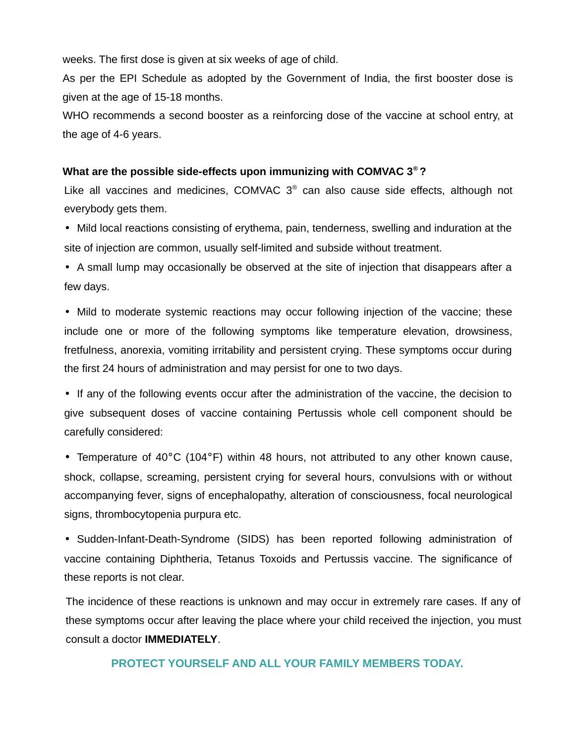weeks. The first dose is given at six weeks of age of child.

As per the EPI Schedule as adopted by the Government of India, the first booster dose is given at the age of 15-18 months.

WHO recommends a second booster as a reinforcing dose of the vaccine at school entry, at the age of 4-6 years.

**What are the possible side-effects upon immunizing with COMVAC 3® ?**

Like all vaccines and medicines, COMVAC 3® can also cause side effects, although not everybody gets them.

- Mild local reactions consisting of erythema, pain, tenderness, swelling and induration at the site of injection are common, usually self-limited and subside without treatment.
- A small lump may occasionally be observed at the site of injection that disappears after a few days.
- Mild to moderate systemic reactions may occur following injection of the vaccine; these include one or more of the following symptoms like temperature elevation, drowsiness, fretfulness, anorexia, vomiting irritability and persistent crying. These symptoms occur during the first 24 hours of administration and may persist for one to two days.
- If any of the following events occur after the administration of the vaccine, the decision to give subsequent doses of vaccine containing Pertussis whole cell component should be carefully considered:
- Temperature of 40°C (104°F) within 48 hours, not attributed to any other known cause, shock, collapse, screaming, persistent crying for several hours, convulsions with or without accompanying fever, signs of encephalopathy, alteration of consciousness, focal neurological signs, thrombocytopenia purpura etc.
- Sudden-Infant-Death-Syndrome (SIDS) has been reported following administration of vaccine containing Diphtheria, Tetanus Toxoids and Pertussis vaccine. The significance of these reports is not clear.

The incidence of these reactions is unknown and may occur in extremely rare cases. If any of these symptoms occur after leaving the place where your child received the injection, you must consult a doctor **IMMEDIATELY**.

**PROTECT YOURSELF AND ALL YOUR FAMILY MEMBERS TODAY.**